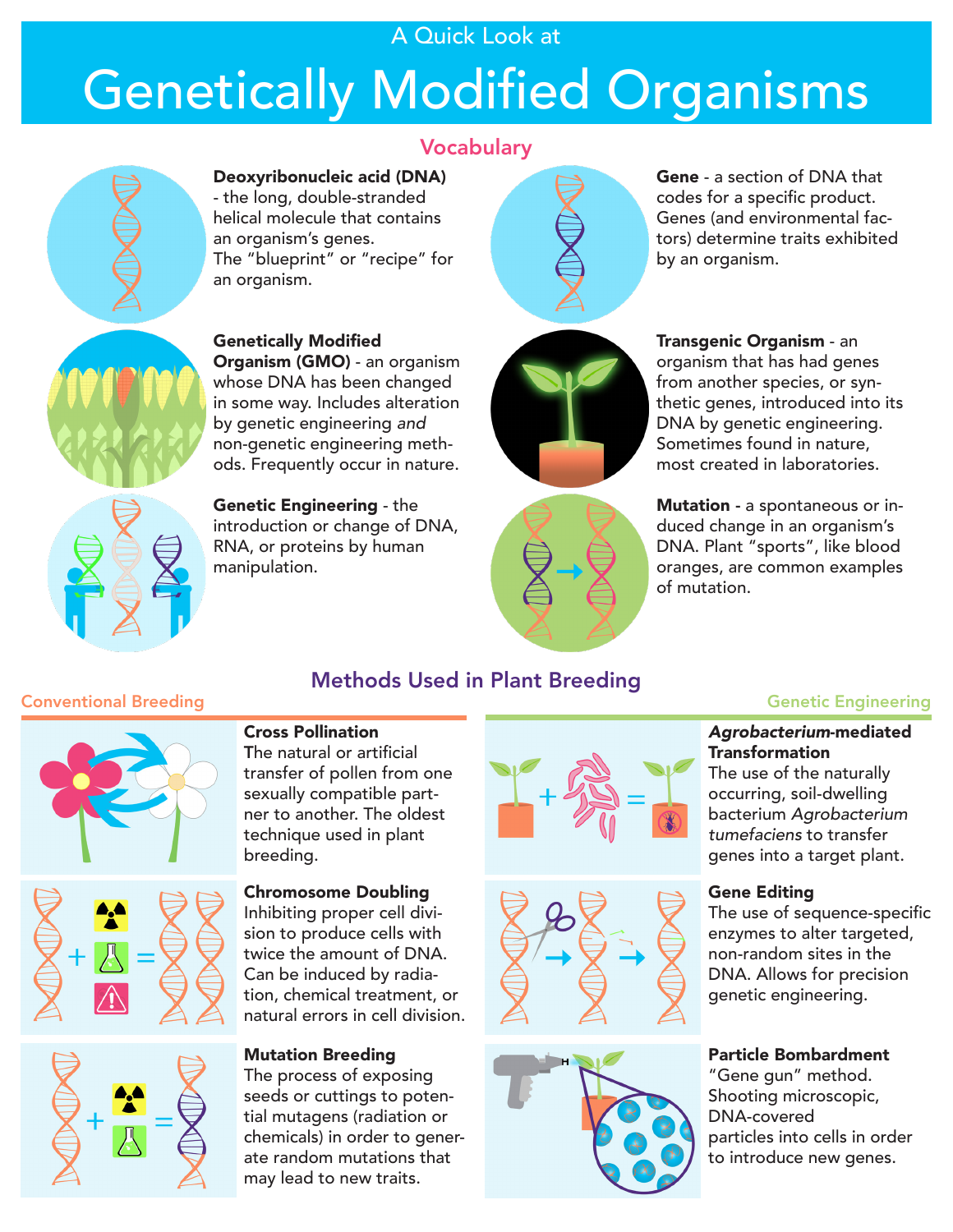A Quick Look at

# Genetically Modified Organisms

## Vocabulary

**Deoxyribonucleic acid (DNA)** - the long, double-stranded helical molecule that contains an organism's genes. The "blueprint" or "recipe" for an organism.

**Gene** - a section of DNA that codes for a specific product. Genes (and environmental factors) determine traits exhibited by an organism.

**Genetically Modified Organism (GMO)** - an organism whose DNA has been changed in some way. Includes alteration by genetic engineering *and* non-genetic engineering methods. Frequently occur in nature.

**Transgenic Organism** - an organism that has had genes from another species, or synthetic genes, introduced into its DNA by genetic engineering. Sometimes found in nature, most created in laboratories.

**Genetic Engineering** - the introduction or change of DNA, RNA, or proteins by human manipulation.

**Mutation** - a spontaneous or induced change in an organism's DNA. Plant "sports", like blood oranges, are common examples of mutation.

## Methods Used in Plant Breeding

### Conventional Breeding

**Cross Pollination**
The natural or artificial transfer of pollen from one sexually compatible partner to another. The oldest technique used in plant breeding.

**Chromosome Doubling**
Inhibiting proper cell division to produce cells with twice the amount of DNA. Can be induced by radiation, chemical treatment, or natural errors in cell division.

**Mutation Breeding**
The process of exposing seeds or cuttings to potential mutagens (radiation or chemicals) in order to generate random mutations that may lead to new traits.

### Genetic Engineering

***Agrobacterium*-mediated Transformation**
The use of the naturally occurring, soil-dwelling bacterium *Agrobacterium tumefaciens* to transfer genes into a target plant.

**Gene Editing**
The use of sequence-specific enzymes to alter targeted, non-random sites in the DNA. Allows for precision genetic engineering.

**Particle Bombardment**
"Gene gun" method. Shooting microscopic, DNA-covered particles into cells in order to introduce new genes.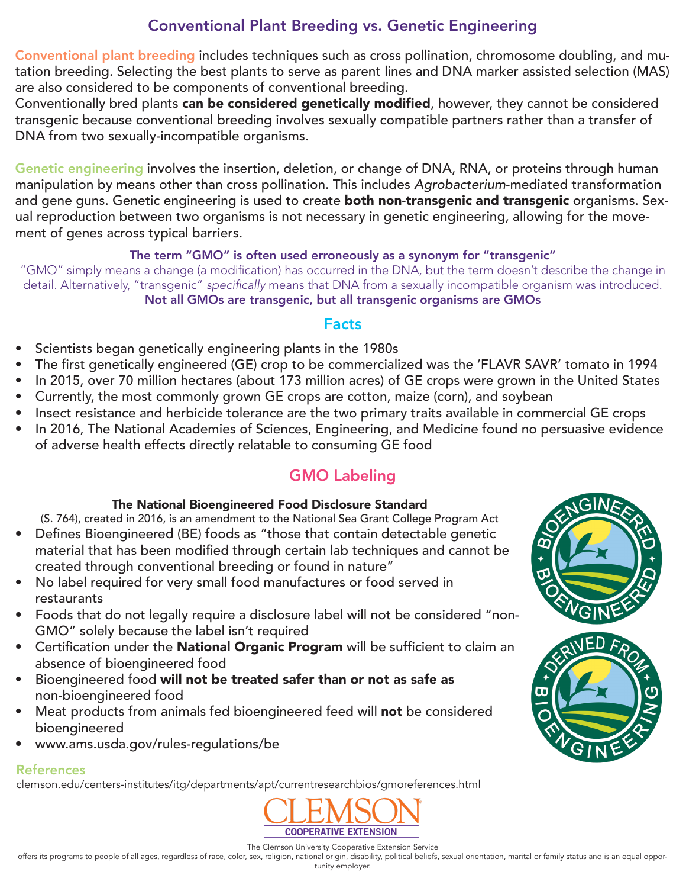## Conventional Plant Breeding vs. Genetic Engineering

**Conventional plant breeding** includes techniques such as cross pollination, chromosome doubling, and mutation breeding. Selecting the best plants to serve as parent lines and DNA marker assisted selection (MAS) are also considered to be components of conventional breeding.
Conventionally bred plants **can be considered genetically modified**, however, they cannot be considered transgenic because conventional breeding involves sexually compatible partners rather than a transfer of DNA from two sexually-incompatible organisms.

**Genetic engineering** involves the insertion, deletion, or change of DNA, RNA, or proteins through human manipulation by means other than cross pollination. This includes *Agrobacterium*-mediated transformation and gene guns. Genetic engineering is used to create **both non-transgenic and transgenic** organisms. Sexual reproduction between two organisms is not necessary in genetic engineering, allowing for the movement of genes across typical barriers.

**The term "GMO" is often used erroneously as a synonym for "transgenic"**

"GMO" simply means a change (a modification) has occurred in the DNA, but the term doesn't describe the change in detail. Alternatively, "transgenic" *specifically* means that DNA from a sexually incompatible organism was introduced.

**Not all GMOs are transgenic, but all transgenic organisms are GMOs**

## Facts

- Scientists began genetically engineering plants in the 1980s
- The first genetically engineered (GE) crop to be commercialized was the 'FLAVR SAVR' tomato in 1994
- In 2015, over 70 million hectares (about 173 million acres) of GE crops were grown in the United States
- Currently, the most commonly grown GE crops are cotton, maize (corn), and soybean
- Insect resistance and herbicide tolerance are the two primary traits available in commercial GE crops
- In 2016, The National Academies of Sciences, Engineering, and Medicine found no persuasive evidence of adverse health effects directly relatable to consuming GE food

## GMO Labeling

**The National Bioengineered Food Disclosure Standard**

(S. 764), created in 2016, is an amendment to the National Sea Grant College Program Act

- Defines Bioengineered (BE) foods as "those that contain detectable genetic material that has been modified through certain lab techniques and cannot be created through conventional breeding or found in nature"
- No label required for very small food manufactures or food served in restaurants
- Foods that do not legally require a disclosure label will not be considered "non-GMO" solely because the label isn't required
- Certification under the **National Organic Program** will be sufficient to claim an absence of bioengineered food
- Bioengineered food **will not be treated safer than or not as safe as** non-bioengineered food
- Meat products from animals fed bioengineered feed will **not** be considered bioengineered
- www.ams.usda.gov/rules-regulations/be

BIOENGINEERED BIOENGINEERED

DERIVED FROM BIOENGINEERING

### References

clemson.edu/centers-institutes/itg/departments/apt/currentresearchbios/gmoreferences.html

CLEMSON COOPERATIVE EXTENSION

The Clemson University Cooperative Extension Service offers its programs to people of all ages, regardless of race, color, sex, religion, national origin, disability, political beliefs, sexual orientation, marital or family status and is an equal opportunity employer.